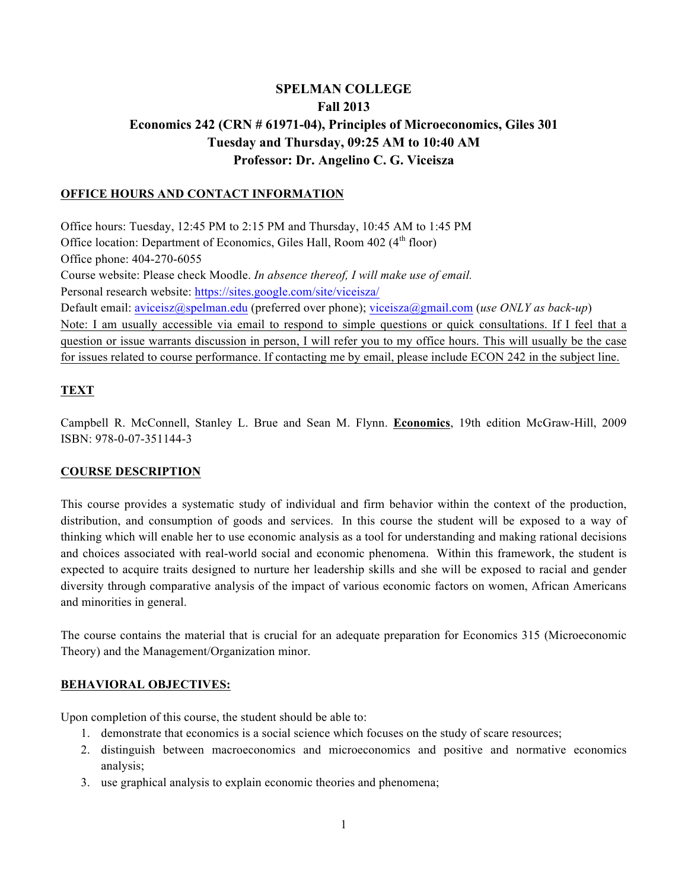# SPELMAN COLLEGE
## Fall 2013
## Economics 242 (CRN # 61971-04), Principles of Microeconomics, Giles 301
## Tuesday and Thursday, 09:25 AM to 10:40 AM
## Professor: Dr. Angelino C. G. Viceisza

### OFFICE HOURS AND CONTACT INFORMATION

Office hours: Tuesday, 12:45 PM to 2:15 PM and Thursday, 10:45 AM to 1:45 PM
Office location: Department of Economics, Giles Hall, Room 402 (4th floor)
Office phone: 404-270-6055
Course website: Please check Moodle. *In absence thereof, I will make use of email.*
Personal research website: https://sites.google.com/site/viceisza/
Default email: aviceisz@spelman.edu (preferred over phone); viceisza@gmail.com (*use ONLY as back-up*)
Note: I am usually accessible via email to respond to simple questions or quick consultations. If I feel that a question or issue warrants discussion in person, I will refer you to my office hours. This will usually be the case for issues related to course performance. If contacting me by email, please include ECON 242 in the subject line.

### TEXT

Campbell R. McConnell, Stanley L. Brue and Sean M. Flynn. **Economics**, 19th edition McGraw-Hill, 2009 ISBN: 978-0-07-351144-3

### COURSE DESCRIPTION

This course provides a systematic study of individual and firm behavior within the context of the production, distribution, and consumption of goods and services. In this course the student will be exposed to a way of thinking which will enable her to use economic analysis as a tool for understanding and making rational decisions and choices associated with real-world social and economic phenomena. Within this framework, the student is expected to acquire traits designed to nurture her leadership skills and she will be exposed to racial and gender diversity through comparative analysis of the impact of various economic factors on women, African Americans and minorities in general.

The course contains the material that is crucial for an adequate preparation for Economics 315 (Microeconomic Theory) and the Management/Organization minor.

### BEHAVIORAL OBJECTIVES:

Upon completion of this course, the student should be able to:

1. demonstrate that economics is a social science which focuses on the study of scare resources;
2. distinguish between macroeconomics and microeconomics and positive and normative economics analysis;
3. use graphical analysis to explain economic theories and phenomena;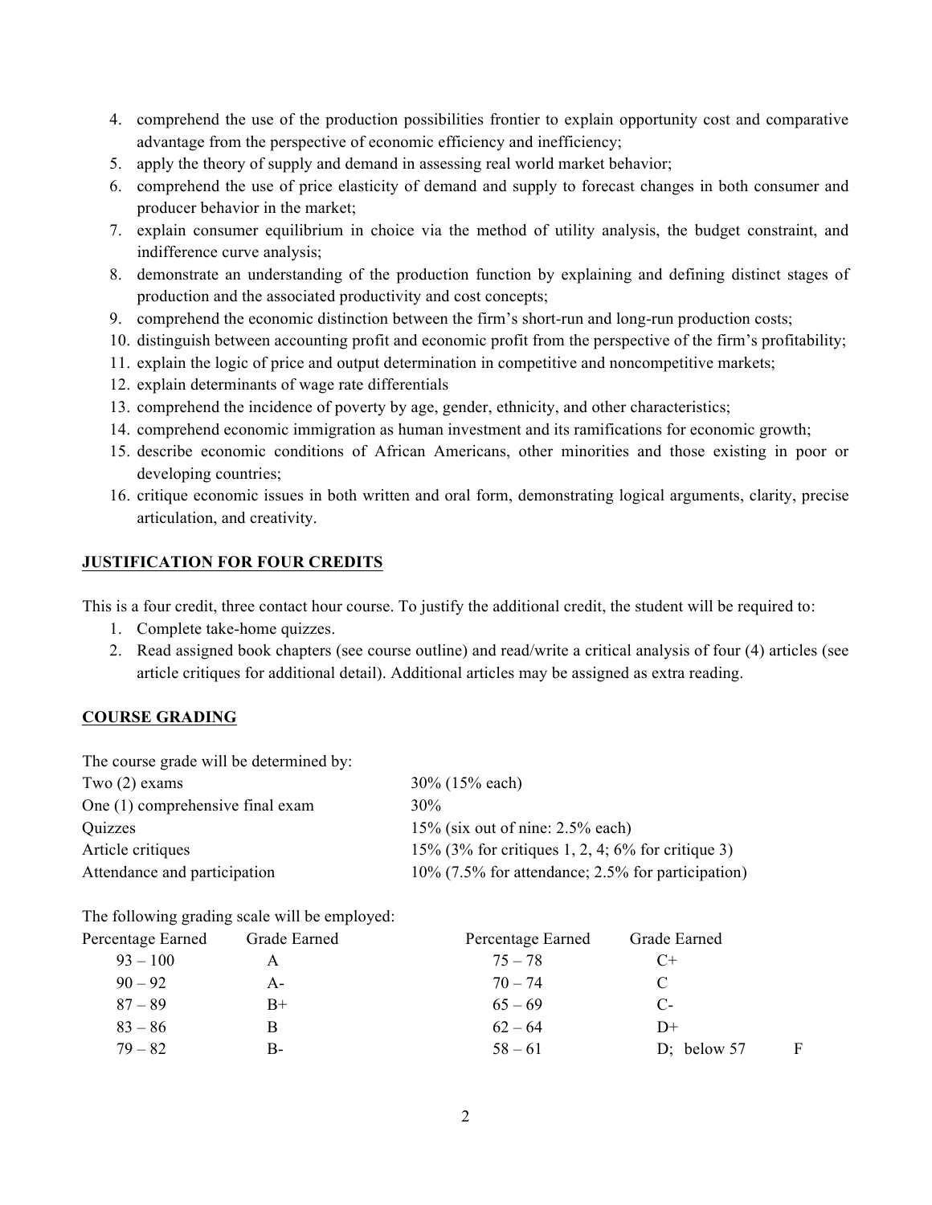4. comprehend the use of the production possibilities frontier to explain opportunity cost and comparative advantage from the perspective of economic efficiency and inefficiency;
5. apply the theory of supply and demand in assessing real world market behavior;
6. comprehend the use of price elasticity of demand and supply to forecast changes in both consumer and producer behavior in the market;
7. explain consumer equilibrium in choice via the method of utility analysis, the budget constraint, and indifference curve analysis;
8. demonstrate an understanding of the production function by explaining and defining distinct stages of production and the associated productivity and cost concepts;
9. comprehend the economic distinction between the firm's short-run and long-run production costs;
10. distinguish between accounting profit and economic profit from the perspective of the firm's profitability;
11. explain the logic of price and output determination in competitive and noncompetitive markets;
12. explain determinants of wage rate differentials
13. comprehend the incidence of poverty by age, gender, ethnicity, and other characteristics;
14. comprehend economic immigration as human investment and its ramifications for economic growth;
15. describe economic conditions of African Americans, other minorities and those existing in poor or developing countries;
16. critique economic issues in both written and oral form, demonstrating logical arguments, clarity, precise articulation, and creativity.

## JUSTIFICATION FOR FOUR CREDITS

This is a four credit, three contact hour course. To justify the additional credit, the student will be required to:

1. Complete take-home quizzes.
2. Read assigned book chapters (see course outline) and read/write a critical analysis of four (4) articles (see article critiques for additional detail). Additional articles may be assigned as extra reading.

## COURSE GRADING

The course grade will be determined by:

| | |
|---|---|
| Two (2) exams | 30% (15% each) |
| One (1) comprehensive final exam | 30% |
| Quizzes | 15% (six out of nine: 2.5% each) |
| Article critiques | 15% (3% for critiques 1, 2, 4; 6% for critique 3) |
| Attendance and participation | 10% (7.5% for attendance; 2.5% for participation) |

The following grading scale will be employed:

| Percentage Earned | Grade Earned | Percentage Earned | Grade Earned |
|---|---|---|---|
| 93 – 100 | A | 75 – 78 | C+ |
| 90 – 92 | A- | 70 – 74 | C |
| 87 – 89 | B+ | 65 – 69 | C- |
| 83 – 86 | B | 62 – 64 | D+ |
| 79 – 82 | B- | 58 – 61 | D; below 57 F |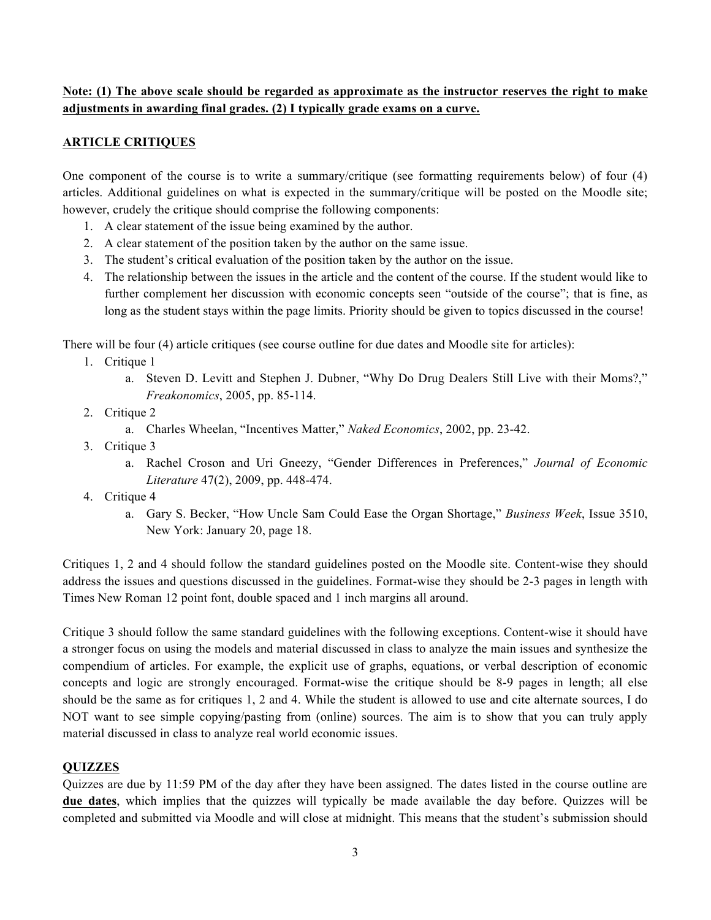**Note: (1) The above scale should be regarded as approximate as the instructor reserves the right to make adjustments in awarding final grades. (2) I typically grade exams on a curve.**

## ARTICLE CRITIQUES

One component of the course is to write a summary/critique (see formatting requirements below) of four (4) articles. Additional guidelines on what is expected in the summary/critique will be posted on the Moodle site; however, crudely the critique should comprise the following components:

1. A clear statement of the issue being examined by the author.
2. A clear statement of the position taken by the author on the same issue.
3. The student's critical evaluation of the position taken by the author on the issue.
4. The relationship between the issues in the article and the content of the course. If the student would like to further complement her discussion with economic concepts seen "outside of the course"; that is fine, as long as the student stays within the page limits. Priority should be given to topics discussed in the course!

There will be four (4) article critiques (see course outline for due dates and Moodle site for articles):

1. Critique 1
   a. Steven D. Levitt and Stephen J. Dubner, "Why Do Drug Dealers Still Live with their Moms?," *Freakonomics*, 2005, pp. 85-114.
2. Critique 2
   a. Charles Wheelan, "Incentives Matter," *Naked Economics*, 2002, pp. 23-42.
3. Critique 3
   a. Rachel Croson and Uri Gneezy, "Gender Differences in Preferences," *Journal of Economic Literature* 47(2), 2009, pp. 448-474.
4. Critique 4
   a. Gary S. Becker, "How Uncle Sam Could Ease the Organ Shortage," *Business Week*, Issue 3510, New York: January 20, page 18.

Critiques 1, 2 and 4 should follow the standard guidelines posted on the Moodle site. Content-wise they should address the issues and questions discussed in the guidelines. Format-wise they should be 2-3 pages in length with Times New Roman 12 point font, double spaced and 1 inch margins all around.

Critique 3 should follow the same standard guidelines with the following exceptions. Content-wise it should have a stronger focus on using the models and material discussed in class to analyze the main issues and synthesize the compendium of articles. For example, the explicit use of graphs, equations, or verbal description of economic concepts and logic are strongly encouraged. Format-wise the critique should be 8-9 pages in length; all else should be the same as for critiques 1, 2 and 4. While the student is allowed to use and cite alternate sources, I do NOT want to see simple copying/pasting from (online) sources. The aim is to show that you can truly apply material discussed in class to analyze real world economic issues.

## QUIZZES

Quizzes are due by 11:59 PM of the day after they have been assigned. The dates listed in the course outline are **due dates**, which implies that the quizzes will typically be made available the day before. Quizzes will be completed and submitted via Moodle and will close at midnight. This means that the student's submission should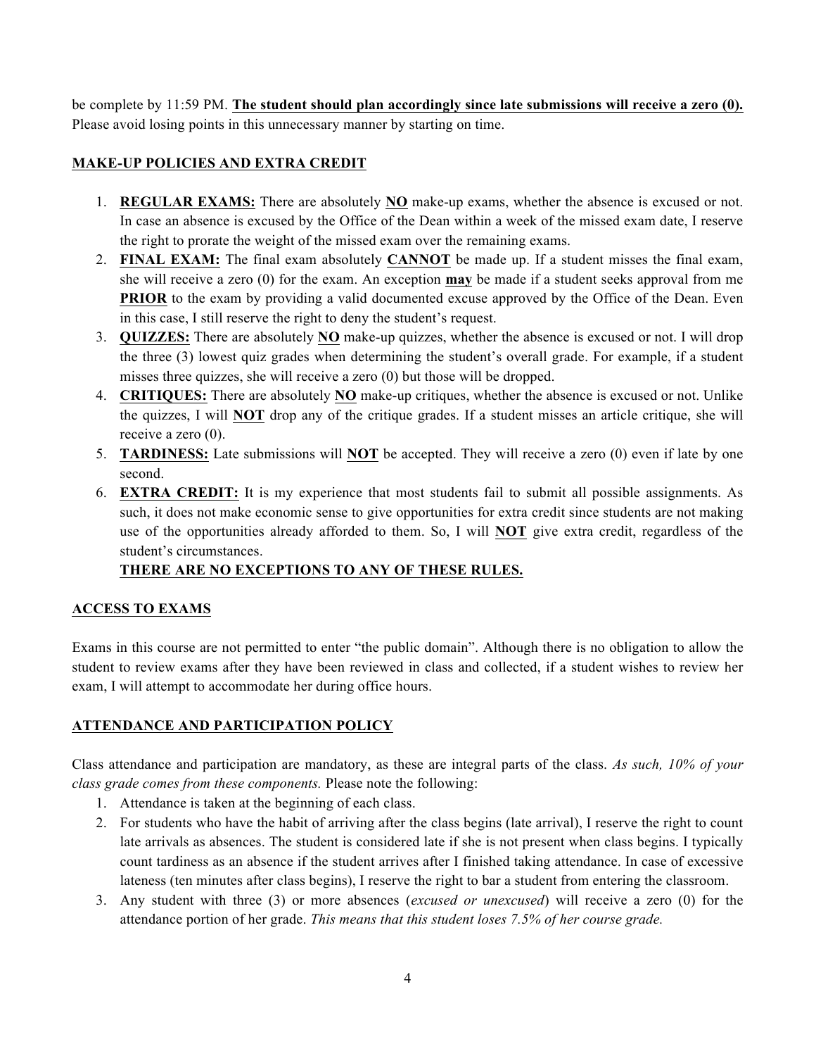be complete by 11:59 PM. **The student should plan accordingly since late submissions will receive a zero (0).** Please avoid losing points in this unnecessary manner by starting on time.

## MAKE-UP POLICIES AND EXTRA CREDIT

1. **REGULAR EXAMS:** There are absolutely **NO** make-up exams, whether the absence is excused or not. In case an absence is excused by the Office of the Dean within a week of the missed exam date, I reserve the right to prorate the weight of the missed exam over the remaining exams.
2. **FINAL EXAM:** The final exam absolutely **CANNOT** be made up. If a student misses the final exam, she will receive a zero (0) for the exam. An exception **may** be made if a student seeks approval from me **PRIOR** to the exam by providing a valid documented excuse approved by the Office of the Dean. Even in this case, I still reserve the right to deny the student's request.
3. **QUIZZES:** There are absolutely **NO** make-up quizzes, whether the absence is excused or not. I will drop the three (3) lowest quiz grades when determining the student's overall grade. For example, if a student misses three quizzes, she will receive a zero (0) but those will be dropped.
4. **CRITIQUES:** There are absolutely **NO** make-up critiques, whether the absence is excused or not. Unlike the quizzes, I will **NOT** drop any of the critique grades. If a student misses an article critique, she will receive a zero (0).
5. **TARDINESS:** Late submissions will **NOT** be accepted. They will receive a zero (0) even if late by one second.
6. **EXTRA CREDIT:** It is my experience that most students fail to submit all possible assignments. As such, it does not make economic sense to give opportunities for extra credit since students are not making use of the opportunities already afforded to them. So, I will **NOT** give extra credit, regardless of the student's circumstances.

   **THERE ARE NO EXCEPTIONS TO ANY OF THESE RULES.**

## ACCESS TO EXAMS

Exams in this course are not permitted to enter "the public domain". Although there is no obligation to allow the student to review exams after they have been reviewed in class and collected, if a student wishes to review her exam, I will attempt to accommodate her during office hours.

## ATTENDANCE AND PARTICIPATION POLICY

Class attendance and participation are mandatory, as these are integral parts of the class. *As such, 10% of your class grade comes from these components.* Please note the following:

1. Attendance is taken at the beginning of each class.
2. For students who have the habit of arriving after the class begins (late arrival), I reserve the right to count late arrivals as absences. The student is considered late if she is not present when class begins. I typically count tardiness as an absence if the student arrives after I finished taking attendance. In case of excessive lateness (ten minutes after class begins), I reserve the right to bar a student from entering the classroom.
3. Any student with three (3) or more absences (*excused or unexcused*) will receive a zero (0) for the attendance portion of her grade. *This means that this student loses 7.5% of her course grade.*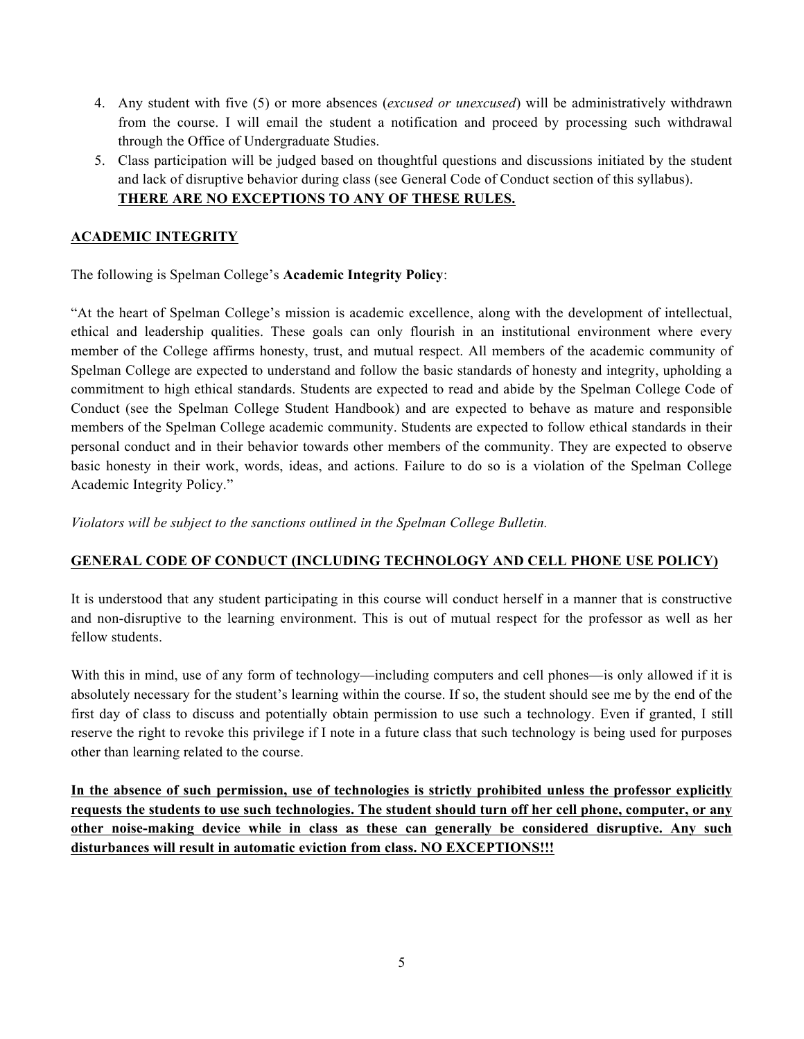4. Any student with five (5) or more absences (*excused or unexcused*) will be administratively withdrawn from the course. I will email the student a notification and proceed by processing such withdrawal through the Office of Undergraduate Studies.
5. Class participation will be judged based on thoughtful questions and discussions initiated by the student and lack of disruptive behavior during class (see General Code of Conduct section of this syllabus).
   <u>**THERE ARE NO EXCEPTIONS TO ANY OF THESE RULES.**</u>

## <u>ACADEMIC INTEGRITY</u>

The following is Spelman College's **Academic Integrity Policy**:

"At the heart of Spelman College's mission is academic excellence, along with the development of intellectual, ethical and leadership qualities. These goals can only flourish in an institutional environment where every member of the College affirms honesty, trust, and mutual respect. All members of the academic community of Spelman College are expected to understand and follow the basic standards of honesty and integrity, upholding a commitment to high ethical standards. Students are expected to read and abide by the Spelman College Code of Conduct (see the Spelman College Student Handbook) and are expected to behave as mature and responsible members of the Spelman College academic community. Students are expected to follow ethical standards in their personal conduct and in their behavior towards other members of the community. They are expected to observe basic honesty in their work, words, ideas, and actions. Failure to do so is a violation of the Spelman College Academic Integrity Policy."

*Violators will be subject to the sanctions outlined in the Spelman College Bulletin.*

## <u>GENERAL CODE OF CONDUCT (INCLUDING TECHNOLOGY AND CELL PHONE USE POLICY)</u>

It is understood that any student participating in this course will conduct herself in a manner that is constructive and non-disruptive to the learning environment. This is out of mutual respect for the professor as well as her fellow students.

With this in mind, use of any form of technology—including computers and cell phones—is only allowed if it is absolutely necessary for the student's learning within the course. If so, the student should see me by the end of the first day of class to discuss and potentially obtain permission to use such a technology. Even if granted, I still reserve the right to revoke this privilege if I note in a future class that such technology is being used for purposes other than learning related to the course.

<u>**In the absence of such permission, use of technologies is strictly prohibited unless the professor explicitly requests the students to use such technologies. The student should turn off her cell phone, computer, or any other noise-making device while in class as these can generally be considered disruptive. Any such disturbances will result in automatic eviction from class. NO EXCEPTIONS!!!**</u>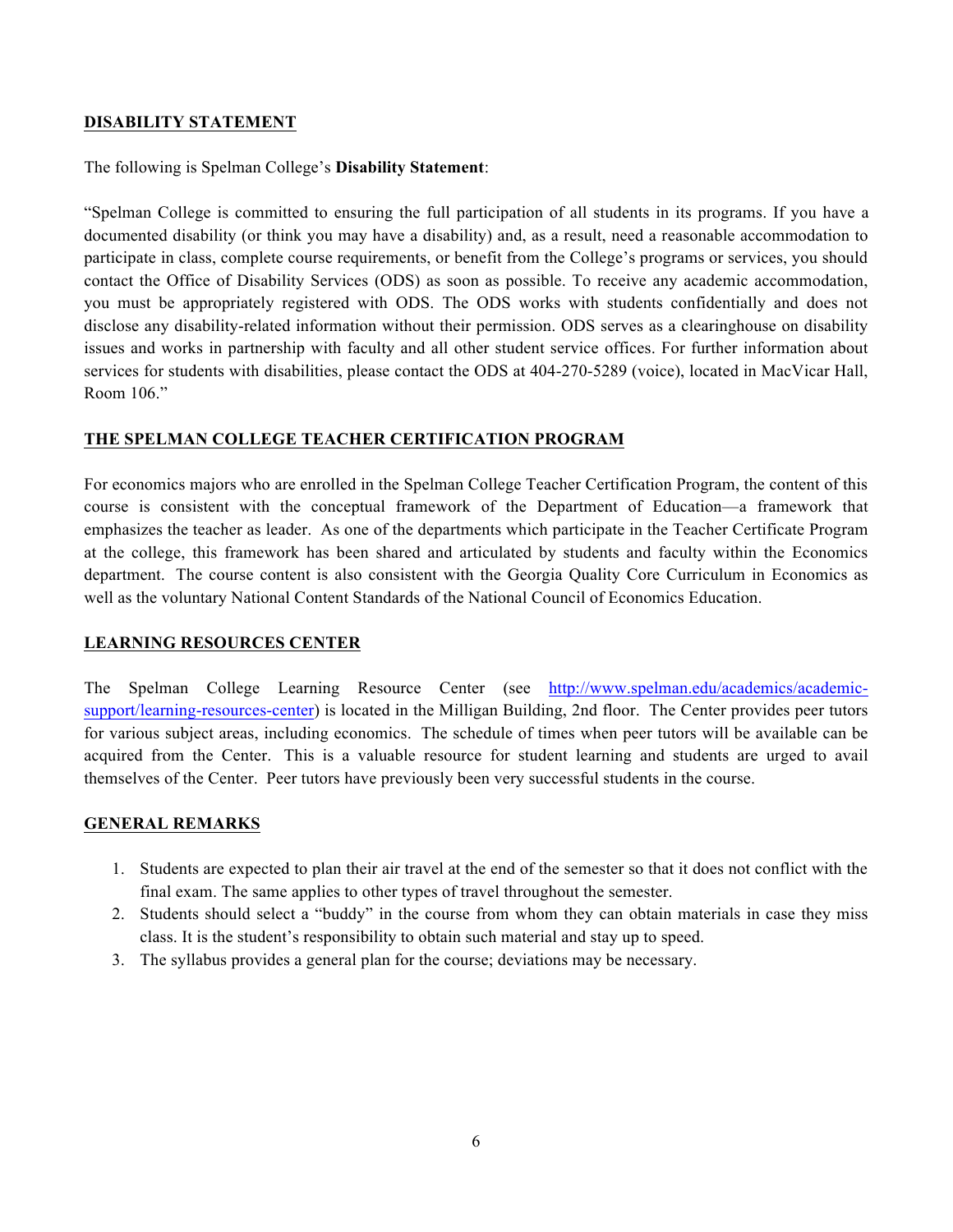## DISABILITY STATEMENT

The following is Spelman College's **Disability Statement**:

"Spelman College is committed to ensuring the full participation of all students in its programs. If you have a documented disability (or think you may have a disability) and, as a result, need a reasonable accommodation to participate in class, complete course requirements, or benefit from the College's programs or services, you should contact the Office of Disability Services (ODS) as soon as possible. To receive any academic accommodation, you must be appropriately registered with ODS. The ODS works with students confidentially and does not disclose any disability-related information without their permission. ODS serves as a clearinghouse on disability issues and works in partnership with faculty and all other student service offices. For further information about services for students with disabilities, please contact the ODS at 404-270-5289 (voice), located in MacVicar Hall, Room 106."

## THE SPELMAN COLLEGE TEACHER CERTIFICATION PROGRAM

For economics majors who are enrolled in the Spelman College Teacher Certification Program, the content of this course is consistent with the conceptual framework of the Department of Education—a framework that emphasizes the teacher as leader. As one of the departments which participate in the Teacher Certificate Program at the college, this framework has been shared and articulated by students and faculty within the Economics department. The course content is also consistent with the Georgia Quality Core Curriculum in Economics as well as the voluntary National Content Standards of the National Council of Economics Education.

## LEARNING RESOURCES CENTER

The Spelman College Learning Resource Center (see http://www.spelman.edu/academics/academic-support/learning-resources-center) is located in the Milligan Building, 2nd floor. The Center provides peer tutors for various subject areas, including economics. The schedule of times when peer tutors will be available can be acquired from the Center. This is a valuable resource for student learning and students are urged to avail themselves of the Center. Peer tutors have previously been very successful students in the course.

## GENERAL REMARKS

1. Students are expected to plan their air travel at the end of the semester so that it does not conflict with the final exam. The same applies to other types of travel throughout the semester.
2. Students should select a "buddy" in the course from whom they can obtain materials in case they miss class. It is the student's responsibility to obtain such material and stay up to speed.
3. The syllabus provides a general plan for the course; deviations may be necessary.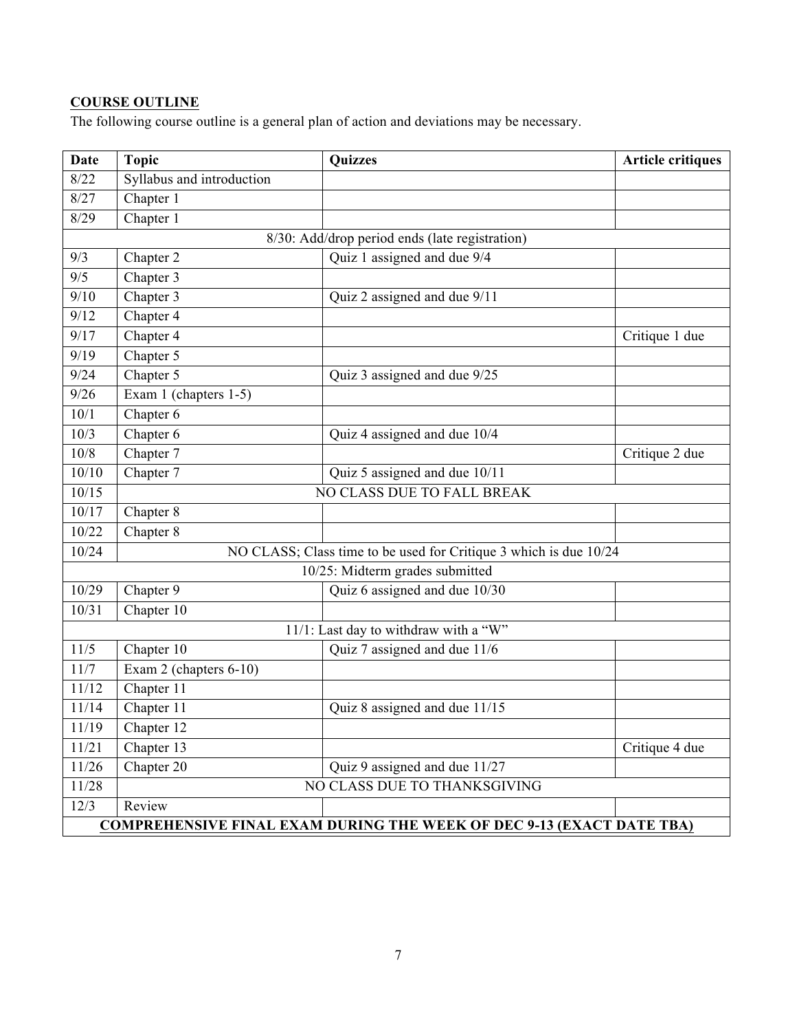**COURSE OUTLINE**

The following course outline is a general plan of action and deviations may be necessary.

| Date | Topic | Quizzes | Article critiques |
|---|---|---|---|
| 8/22 | Syllabus and introduction | | |
| 8/27 | Chapter 1 | | |
| 8/29 | Chapter 1 | | |
| 8/30: Add/drop period ends (late registration) | | | |
| 9/3 | Chapter 2 | Quiz 1 assigned and due 9/4 | |
| 9/5 | Chapter 3 | | |
| 9/10 | Chapter 3 | Quiz 2 assigned and due 9/11 | |
| 9/12 | Chapter 4 | | |
| 9/17 | Chapter 4 | | Critique 1 due |
| 9/19 | Chapter 5 | | |
| 9/24 | Chapter 5 | Quiz 3 assigned and due 9/25 | |
| 9/26 | Exam 1 (chapters 1-5) | | |
| 10/1 | Chapter 6 | | |
| 10/3 | Chapter 6 | Quiz 4 assigned and due 10/4 | |
| 10/8 | Chapter 7 | | Critique 2 due |
| 10/10 | Chapter 7 | Quiz 5 assigned and due 10/11 | |
| 10/15 | NO CLASS DUE TO FALL BREAK | | |
| 10/17 | Chapter 8 | | |
| 10/22 | Chapter 8 | | |
| 10/24 | NO CLASS; Class time to be used for Critique 3 which is due 10/24 | | |
| 10/25: Midterm grades submitted | | | |
| 10/29 | Chapter 9 | Quiz 6 assigned and due 10/30 | |
| 10/31 | Chapter 10 | | |
| 11/1: Last day to withdraw with a "W" | | | |
| 11/5 | Chapter 10 | Quiz 7 assigned and due 11/6 | |
| 11/7 | Exam 2 (chapters 6-10) | | |
| 11/12 | Chapter 11 | | |
| 11/14 | Chapter 11 | Quiz 8 assigned and due 11/15 | |
| 11/19 | Chapter 12 | | |
| 11/21 | Chapter 13 | | Critique 4 due |
| 11/26 | Chapter 20 | Quiz 9 assigned and due 11/27 | |
| 11/28 | NO CLASS DUE TO THANKSGIVING | | |
| 12/3 | Review | | |
| **COMPREHENSIVE FINAL EXAM DURING THE WEEK OF DEC 9-13 (EXACT DATE TBA)** | | | |